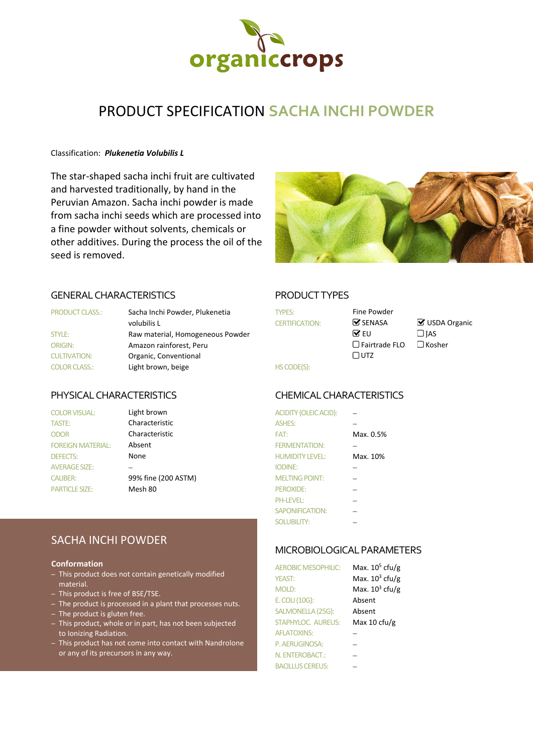organiccrops

# PRODUCT SPECIFICATION SACHA INCHI POWDER

Classification: ***Plukenetia Volubilis L***

The star-shaped sacha inchi fruit are cultivated and harvested traditionally, by hand in the Peruvian Amazon. Sacha inchi powder is made from sacha inchi seeds which are processed into a fine powder without solvents, chemicals or other additives. During the process the oil of the seed is removed.

## GENERAL CHARACTERISTICS

| | |
|---|---|
| PRODUCT CLASS.: | Sacha Inchi Powder, Plukenetia volubilis L |
| STYLE: | Raw material, Homogeneous Powder |
| ORIGIN: | Amazon rainforest, Peru |
| CULTIVATION: | Organic, Conventional |
| COLOR CLASS.: | Light brown, beige |

## PRODUCT TYPES

| | | |
|---|---|---|
| TYPES: | Fine Powder | |
| CERTIFICATION: | ☑ SENASA | ☑ USDA Organic |
| | ☑ EU | ☐ JAS |
| | ☐ Fairtrade FLO | ☐ Kosher |
| | ☐ UTZ | |
| HS CODE(S): | | |

## PHYSICAL CHARACTERISTICS

| | |
|---|---|
| COLOR VISUAL: | Light brown |
| TASTE: | Characteristic |
| ODOR | Characteristic |
| FOREIGN MATERIAL: | Absent |
| DEFECTS: | None |
| AVERAGE SIZE: | – |
| CALIBER: | 99% fine (200 ASTM) |
| PARTICLE SIZE: | Mesh 80 |

## CHEMICAL CHARACTERISTICS

| | |
|---|---|
| ACIDITY (OLEIC ACID): | – |
| ASHES: | – |
| FAT: | Max. 0.5% |
| FERMENTATION: | – |
| HUMIDITY LEVEL: | Max. 10% |
| IODINE: | – |
| MELTING POINT: | – |
| PEROXIDE: | – |
| PH-LEVEL: | – |
| SAPONIFICATION: | – |
| SOLUBILITY: | – |

## SACHA INCHI POWDER

**Conformation**

- This product does not contain genetically modified material.
- This product is free of BSE/TSE.
- The product is processed in a plant that processes nuts.
- The product is gluten free.
- This product, whole or in part, has not been subjected to Ionizing Radiation.
- This product has not come into contact with Nandrolone or any of its precursors in any way.

## MICROBIOLOGICAL PARAMETERS

| | |
|---|---|
| AEROBIC MESOPHILIC: | Max. $10^5$ cfu/g |
| YEAST: | Max. $10^3$ cfu/g |
| MOLD: | Max. $10^3$ cfu/g |
| E. COLI (10G): | Absent |
| SALMONELLA (25G): | Absent |
| STAPHYLOC. AUREUS: | Max 10 cfu/g |
| AFLATOXINS: | – |
| P. AERUGINOSA: | – |
| N. ENTEROBACT.: | – |
| BACILLUS CEREUS: | – |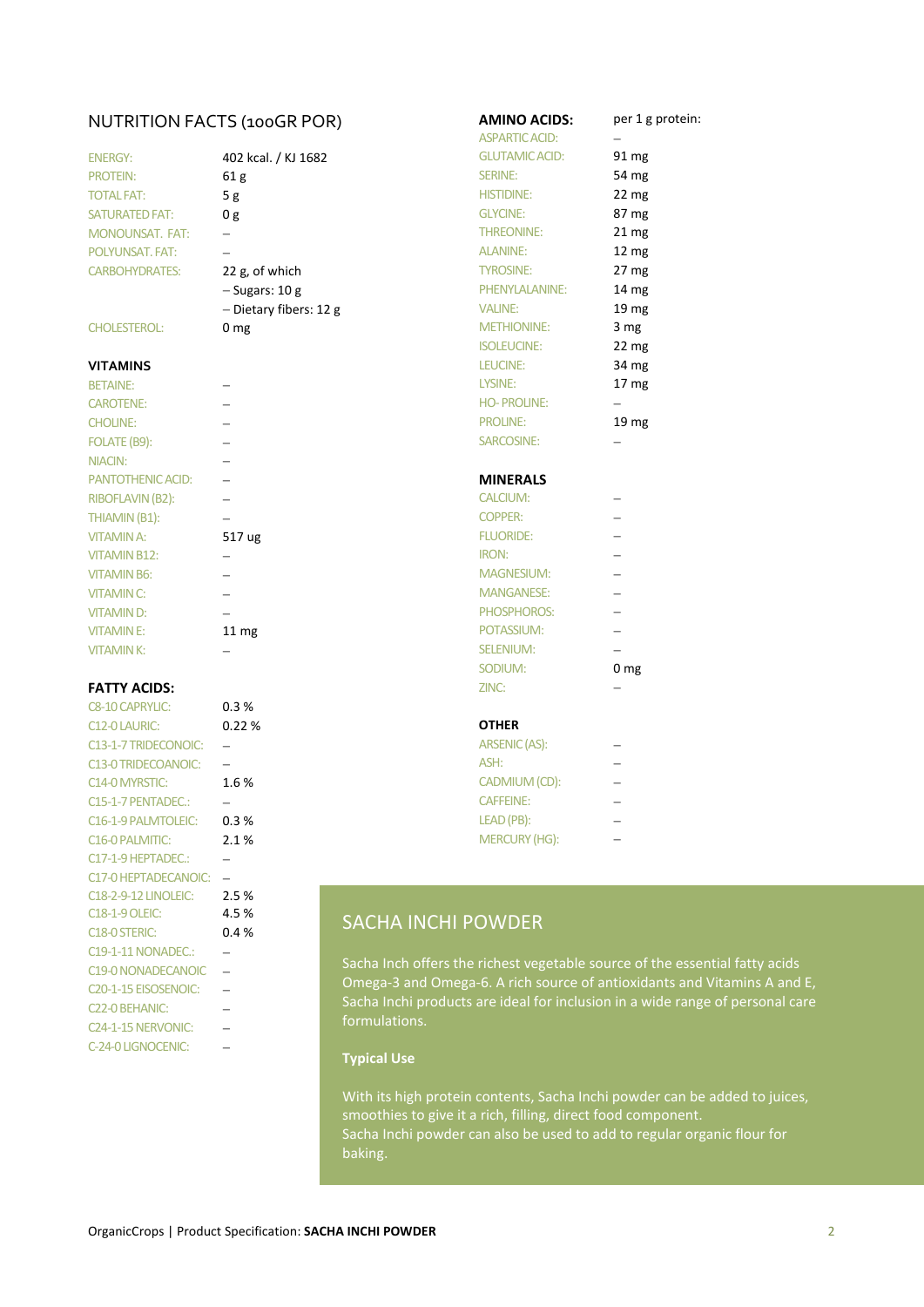## NUTRITION FACTS (100GR POR)

| | |
|---|---|
| ENERGY: | 402 kcal. / KJ 1682 |
| PROTEIN: | 61 g |
| TOTAL FAT: | 5 g |
| SATURATED FAT: | 0 g |
| MONOUNSAT. FAT: | – |
| POLYUNSAT. FAT: | – |
| CARBOHYDRATES: | 22 g, of which |
| | – Sugars: 10 g |
| | – Dietary fibers: 12 g |
| CHOLESTEROL: | 0 mg |

### VITAMINS

| | |
|---|---|
| BETAINE: | – |
| CAROTENE: | – |
| CHOLINE: | – |
| FOLATE (B9): | – |
| NIACIN: | – |
| PANTOTHENIC ACID: | – |
| RIBOFLAVIN (B2): | – |
| THIAMIN (B1): | – |
| VITAMIN A: | 517 ug |
| VITAMIN B12: | – |
| VITAMIN B6: | – |
| VITAMIN C: | – |
| VITAMIN D: | – |
| VITAMIN E: | 11 mg |
| VITAMIN K: | – |

### FATTY ACIDS:

| | |
|---|---|
| C8-10 CAPRYLIC: | 0.3 % |
| C12-0 LAURIC: | 0.22 % |
| C13-1-7 TRIDECONOIC: | – |
| C13-0 TRIDECOANOIC: | – |
| C14-0 MYRSTIC: | 1.6 % |
| C15-1-7 PENTADEC.: | – |
| C16-1-9 PALMTOLEIC: | 0.3 % |
| C16-0 PALMITIC: | 2.1 % |
| C17-1-9 HEPTADEC.: | – |
| C17-0 HEPTADECANOIC: | – |
| C18-2-9-12 LINOLEIC: | 2.5 % |
| C18-1-9 OLEIC: | 4.5 % |
| C18-0 STERIC: | 0.4 % |
| C19-1-11 NONADEC.: | – |
| C19-0 NONADECANOIC | – |
| C20-1-15 EISOSENOIC: | – |
| C22-0 BEHANIC: | – |
| C24-1-15 NERVONIC: | – |
| C-24-0 LIGNOCENIC: | – |

### AMINO ACIDS:

| | per 1 g protein: |
|---|---|
| ASPARTIC ACID: | – |
| GLUTAMIC ACID: | 91 mg |
| SERINE: | 54 mg |
| HISTIDINE: | 22 mg |
| GLYCINE: | 87 mg |
| THREONINE: | 21 mg |
| ALANINE: | 12 mg |
| TYROSINE: | 27 mg |
| PHENYLALANINE: | 14 mg |
| VALINE: | 19 mg |
| METHIONINE: | 3 mg |
| ISOLEUCINE: | 22 mg |
| LEUCINE: | 34 mg |
| LYSINE: | 17 mg |
| HO- PROLINE: | – |
| PROLINE: | 19 mg |
| SARCOSINE: | – |

### MINERALS

| | |
|---|---|
| CALCIUM: | – |
| COPPER: | – |
| FLUORIDE: | – |
| IRON: | – |
| MAGNESIUM: | – |
| MANGANESE: | – |
| PHOSPHOROS: | – |
| POTASSIUM: | – |
| SELENIUM: | – |
| SODIUM: | 0 mg |
| ZINC: | – |

### OTHER

| | |
|---|---|
| ARSENIC (AS): | – |
| ASH: | – |
| CADMIUM (CD): | – |
| CAFFEINE: | – |
| LEAD (PB): | – |
| MERCURY (HG): | – |

## SACHA INCHI POWDER

Sacha Inch offers the richest vegetable source of the essential fatty acids Omega-3 and Omega-6. A rich source of antioxidants and Vitamins A and E, Sacha Inchi products are ideal for inclusion in a wide range of personal care formulations.

**Typical Use**

With its high protein contents, Sacha Inchi powder can be added to juices, smoothies to give it a rich, filling, direct food component.
Sacha Inchi powder can also be used to add to regular organic flour for baking.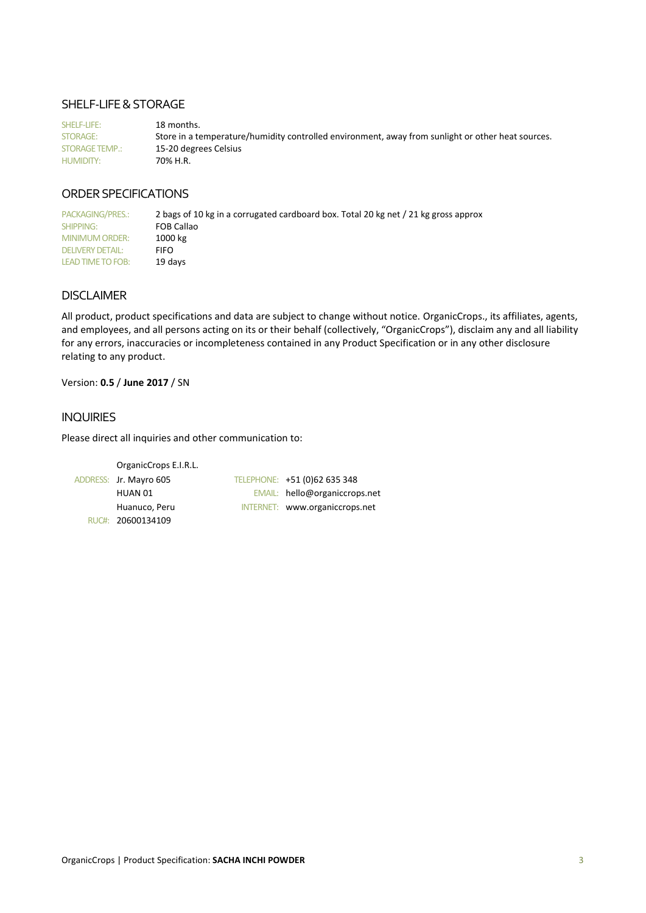## SHELF-LIFE & STORAGE

| | |
|---|---|
| SHELF-LIFE: | 18 months. |
| STORAGE: | Store in a temperature/humidity controlled environment, away from sunlight or other heat sources. |
| STORAGE TEMP.: | 15-20 degrees Celsius |
| HUMIDITY: | 70% H.R. |

## ORDER SPECIFICATIONS

| | |
|---|---|
| PACKAGING/PRES.: | 2 bags of 10 kg in a corrugated cardboard box. Total 20 kg net / 21 kg gross approx |
| SHIPPING: | FOB Callao |
| MINIMUM ORDER: | 1000 kg |
| DELIVERY DETAIL: | FIFO |
| LEAD TIME TO FOB: | 19 days |

## DISCLAIMER

All product, product specifications and data are subject to change without notice. OrganicCrops., its affiliates, agents, and employees, and all persons acting on its or their behalf (collectively, "OrganicCrops"), disclaim any and all liability for any errors, inaccuracies or incompleteness contained in any Product Specification or in any other disclosure relating to any product.

Version: **0.5** / **June 2017** / SN

## INQUIRIES

Please direct all inquiries and other communication to:

OrganicCrops E.I.R.L.

ADDRESS: Jr. Mayro 605
HUAN 01
Huanuco, Peru
RUC#: 20600134109

TELEPHONE: +51 (0)62 635 348
EMAIL: hello@organiccrops.net
INTERNET: www.organiccrops.net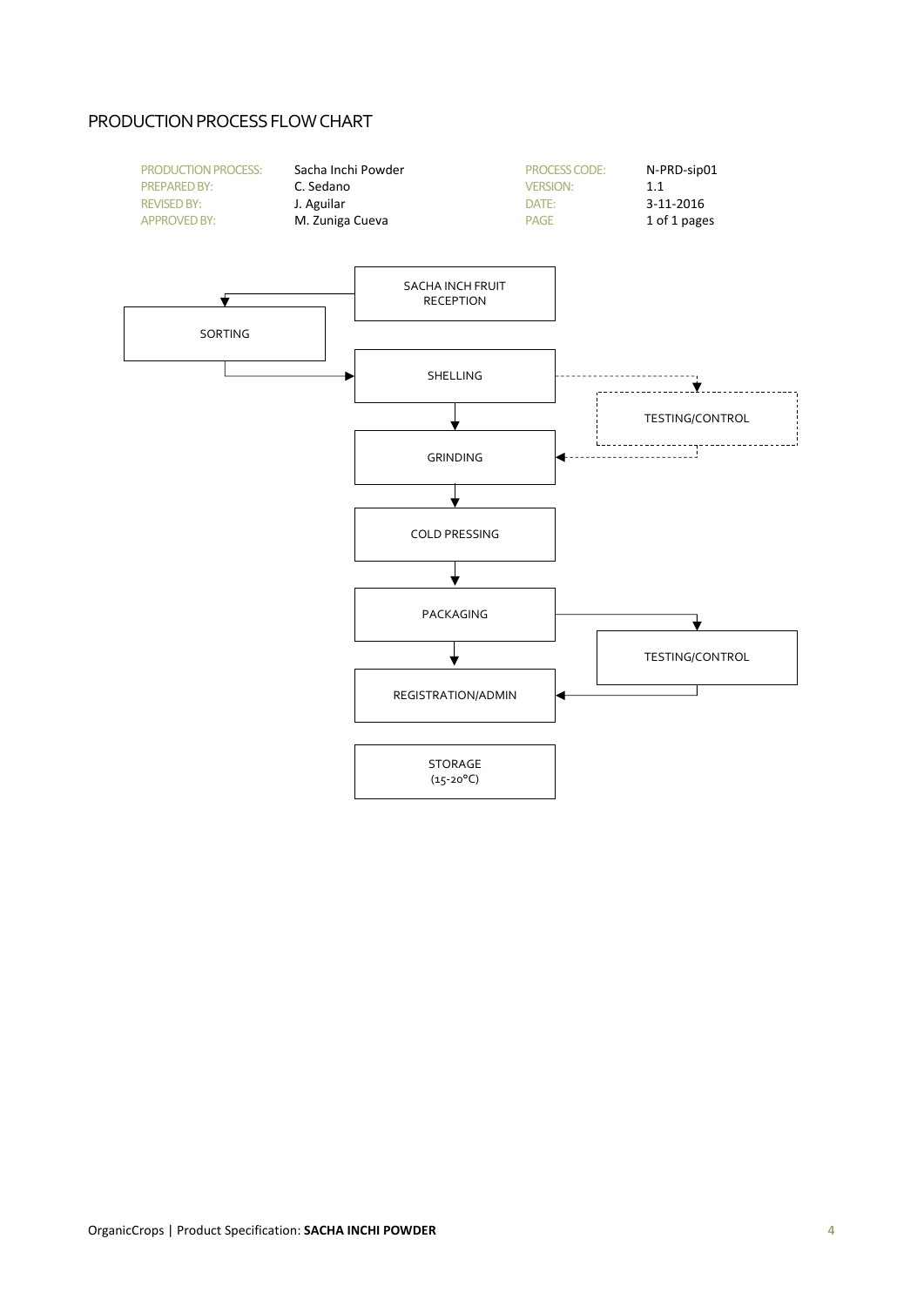## PRODUCTION PROCESS FLOW CHART

| | | | |
|---|---|---|---|
| PRODUCTION PROCESS: | Sacha Inchi Powder | PROCESS CODE: | N-PRD-sip01 |
| PREPARED BY: | C. Sedano | VERSION: | 1.1 |
| REVISED BY: | J. Aguilar | DATE: | 3-11-2016 |
| APPROVED BY: | M. Zuniga Cueva | PAGE | 1 of 1 pages |

SACHA INCH FRUIT RECEPTION

SORTING

SHELLING

TESTING/CONTROL

GRINDING

COLD PRESSING

PACKAGING

TESTING/CONTROL

REGISTRATION/ADMIN

STORAGE
(15-20°C)